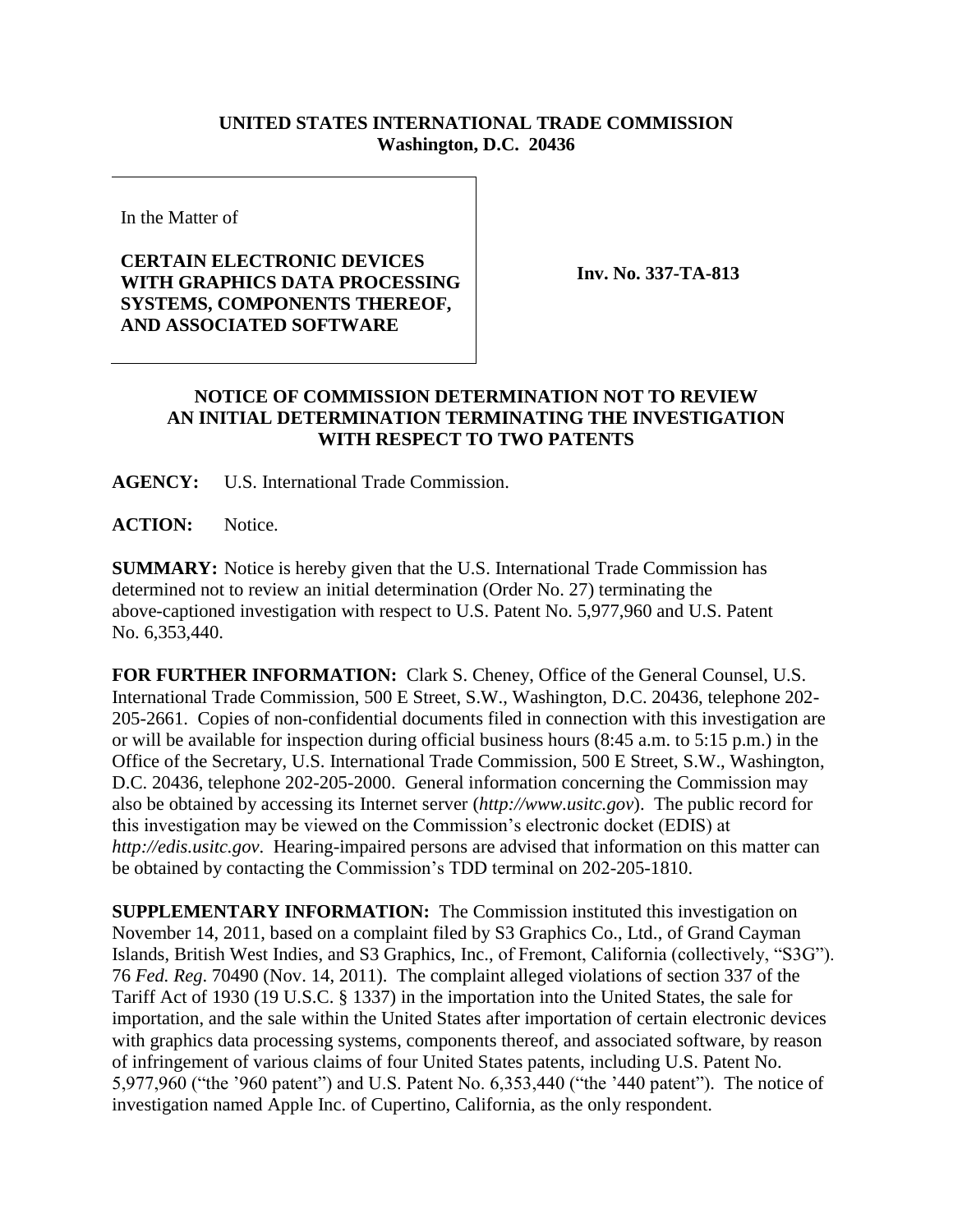**UNITED STATES INTERNATIONAL TRADE COMMISSION**
**Washington, D.C. 20436**

In the Matter of

**CERTAIN ELECTRONIC DEVICES WITH GRAPHICS DATA PROCESSING SYSTEMS, COMPONENTS THEREOF, AND ASSOCIATED SOFTWARE**

**Inv. No. 337-TA-813**

**NOTICE OF COMMISSION DETERMINATION NOT TO REVIEW AN INITIAL DETERMINATION TERMINATING THE INVESTIGATION WITH RESPECT TO TWO PATENTS**

**AGENCY:** U.S. International Trade Commission.

**ACTION:** Notice.

**SUMMARY:** Notice is hereby given that the U.S. International Trade Commission has determined not to review an initial determination (Order No. 27) terminating the above-captioned investigation with respect to U.S. Patent No. 5,977,960 and U.S. Patent No. 6,353,440.

**FOR FURTHER INFORMATION:** Clark S. Cheney, Office of the General Counsel, U.S. International Trade Commission, 500 E Street, S.W., Washington, D.C. 20436, telephone 202-205-2661. Copies of non-confidential documents filed in connection with this investigation are or will be available for inspection during official business hours (8:45 a.m. to 5:15 p.m.) in the Office of the Secretary, U.S. International Trade Commission, 500 E Street, S.W., Washington, D.C. 20436, telephone 202-205-2000. General information concerning the Commission may also be obtained by accessing its Internet server (*http://www.usitc.gov*). The public record for this investigation may be viewed on the Commission's electronic docket (EDIS) at *http://edis.usitc.gov*. Hearing-impaired persons are advised that information on this matter can be obtained by contacting the Commission's TDD terminal on 202-205-1810.

**SUPPLEMENTARY INFORMATION:** The Commission instituted this investigation on November 14, 2011, based on a complaint filed by S3 Graphics Co., Ltd., of Grand Cayman Islands, British West Indies, and S3 Graphics, Inc., of Fremont, California (collectively, "S3G"). 76 *Fed. Reg*. 70490 (Nov. 14, 2011). The complaint alleged violations of section 337 of the Tariff Act of 1930 (19 U.S.C. § 1337) in the importation into the United States, the sale for importation, and the sale within the United States after importation of certain electronic devices with graphics data processing systems, components thereof, and associated software, by reason of infringement of various claims of four United States patents, including U.S. Patent No. 5,977,960 ("the '960 patent") and U.S. Patent No. 6,353,440 ("the '440 patent"). The notice of investigation named Apple Inc. of Cupertino, California, as the only respondent.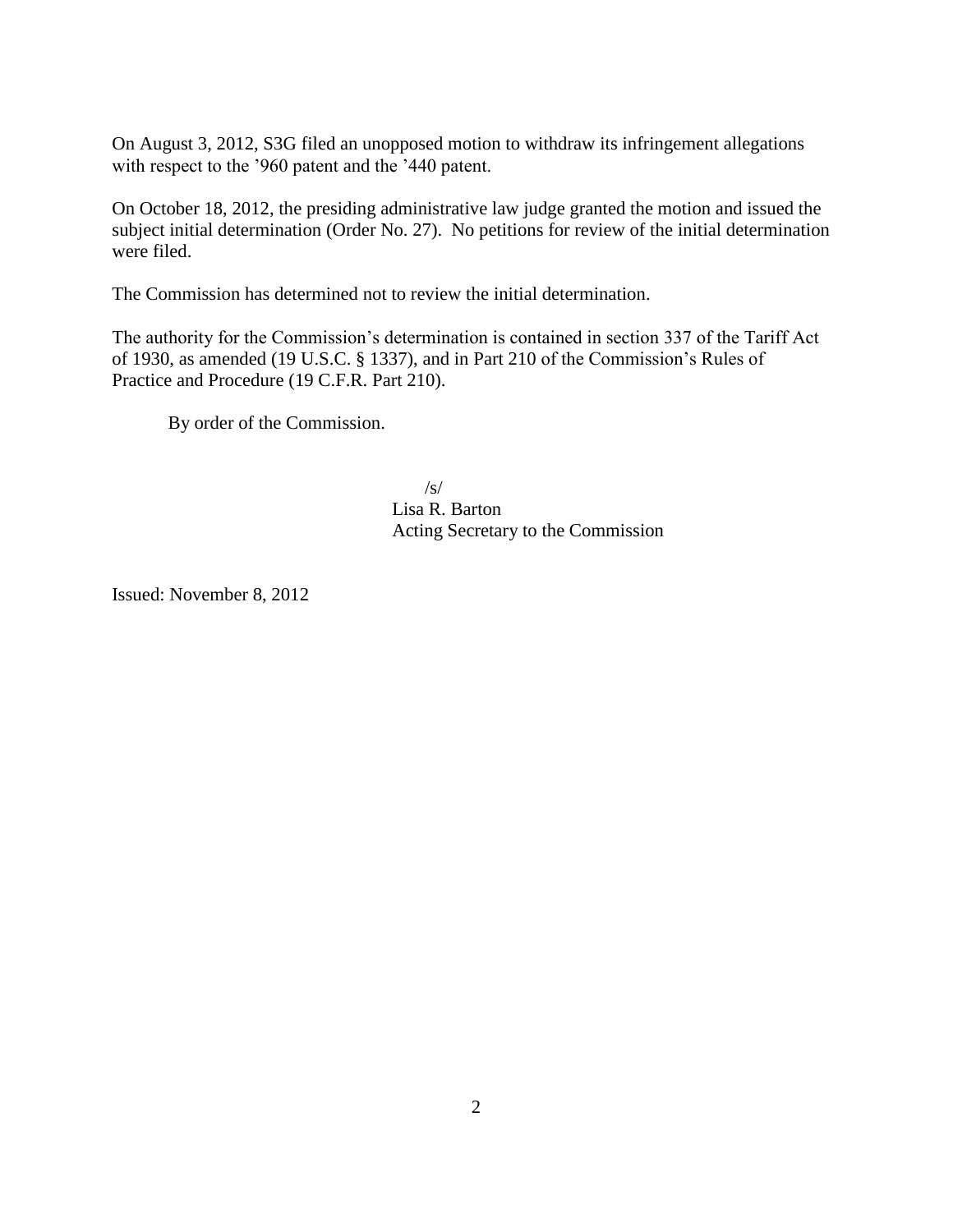On August 3, 2012, S3G filed an unopposed motion to withdraw its infringement allegations with respect to the '960 patent and the '440 patent.

On October 18, 2012, the presiding administrative law judge granted the motion and issued the subject initial determination (Order No. 27). No petitions for review of the initial determination were filed.

The Commission has determined not to review the initial determination.

The authority for the Commission's determination is contained in section 337 of the Tariff Act of 1930, as amended (19 U.S.C. § 1337), and in Part 210 of the Commission's Rules of Practice and Procedure (19 C.F.R. Part 210).

By order of the Commission.

/s/
Lisa R. Barton
Acting Secretary to the Commission

Issued: November 8, 2012